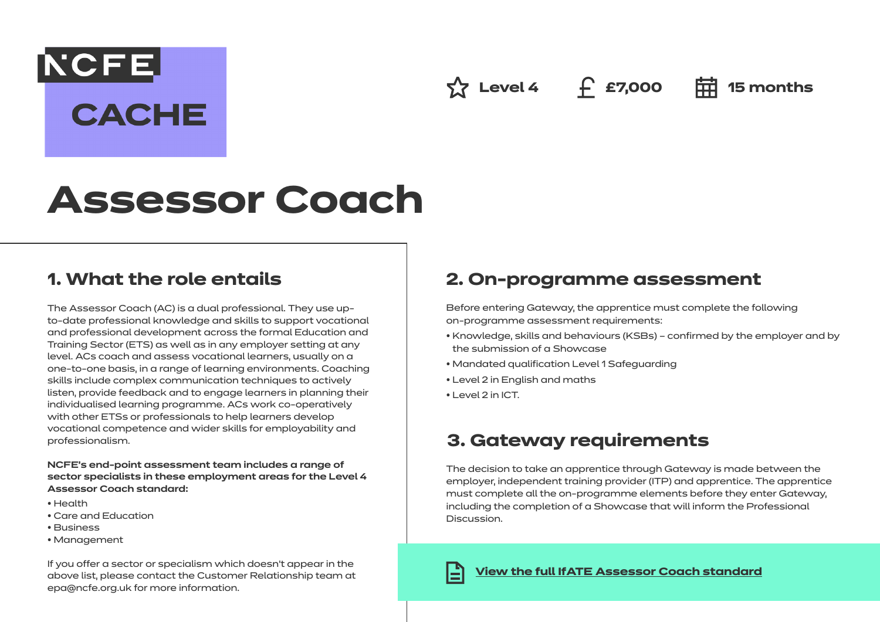NCFE CACHE

Level 4 | £7,000 | 15 months

# Assessor Coach

## 1. What the role entails

The Assessor Coach (AC) is a dual professional. They use up-to-date professional knowledge and skills to support vocational and professional development across the formal Education and Training Sector (ETS) as well as in any employer setting at any level. ACs coach and assess vocational learners, usually on a one-to-one basis, in a range of learning environments. Coaching skills include complex communication techniques to actively listen, provide feedback and to engage learners in planning their individualised learning programme. ACs work co-operatively with other ETSs or professionals to help learners develop vocational competence and wider skills for employability and professionalism.

**NCFE's end-point assessment team includes a range of sector specialists in these employment areas for the Level 4 Assessor Coach standard:**

- Health
- Care and Education
- Business
- Management

If you offer a sector or specialism which doesn't appear in the above list, please contact the Customer Relationship team at epa@ncfe.org.uk for more information.

## 2. On-programme assessment

Before entering Gateway, the apprentice must complete the following on-programme assessment requirements:

- Knowledge, skills and behaviours (KSBs) – confirmed by the employer and by the submission of a Showcase
- Mandated qualification Level 1 Safeguarding
- Level 2 in English and maths
- Level 2 in ICT.

## 3. Gateway requirements

The decision to take an apprentice through Gateway is made between the employer, independent training provider (ITP) and apprentice. The apprentice must complete all the on-programme elements before they enter Gateway, including the completion of a Showcase that will inform the Professional Discussion.

**View the full IfATE Assessor Coach standard**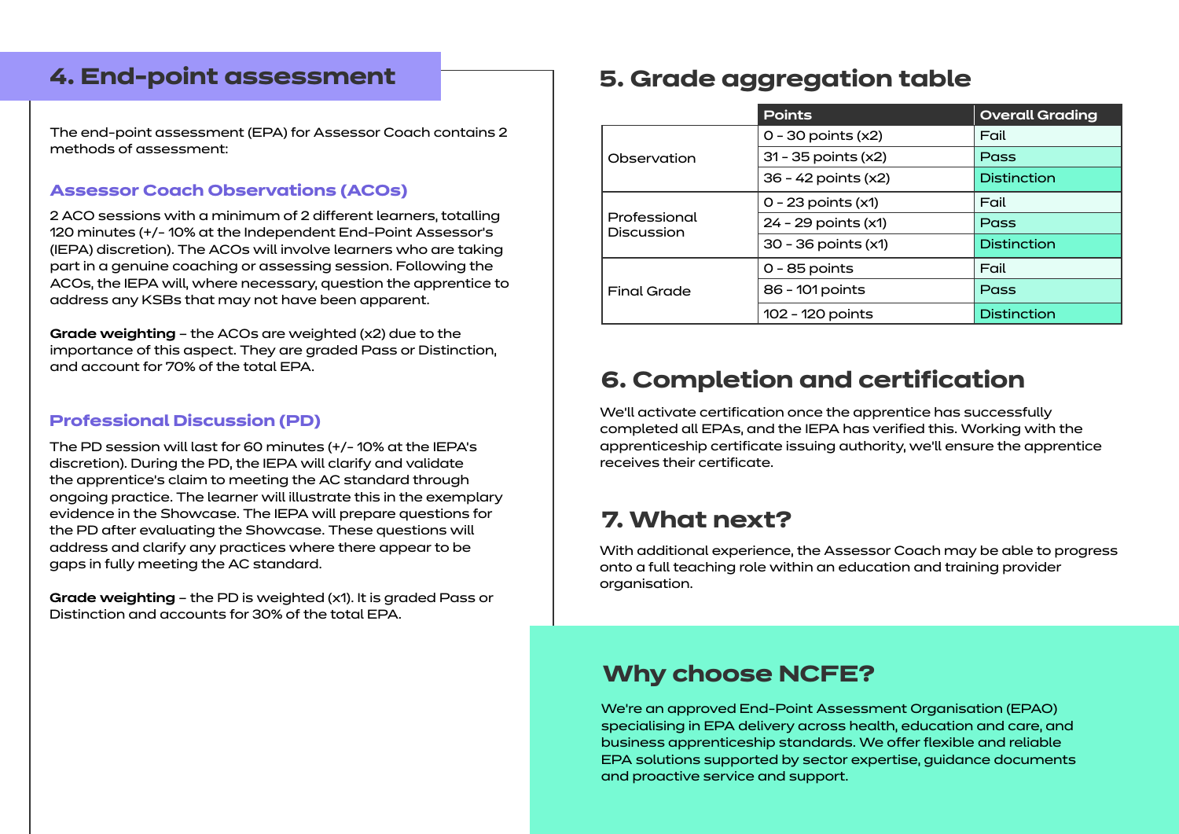## 4. End-point assessment

The end-point assessment (EPA) for Assessor Coach contains 2 methods of assessment:

### Assessor Coach Observations (ACOs)

2 ACO sessions with a minimum of 2 different learners, totalling 120 minutes (+/- 10% at the Independent End-Point Assessor's (IEPA) discretion). The ACOs will involve learners who are taking part in a genuine coaching or assessing session. Following the ACOs, the IEPA will, where necessary, question the apprentice to address any KSBs that may not have been apparent.

**Grade weighting** – the ACOs are weighted (x2) due to the importance of this aspect. They are graded Pass or Distinction, and account for 70% of the total EPA.

### Professional Discussion (PD)

The PD session will last for 60 minutes (+/- 10% at the IEPA's discretion). During the PD, the IEPA will clarify and validate the apprentice's claim to meeting the AC standard through ongoing practice. The learner will illustrate this in the exemplary evidence in the Showcase. The IEPA will prepare questions for the PD after evaluating the Showcase. These questions will address and clarify any practices where there appear to be gaps in fully meeting the AC standard.

**Grade weighting** – the PD is weighted (x1). It is graded Pass or Distinction and accounts for 30% of the total EPA.

## 5. Grade aggregation table

| | Points | Overall Grading |
|---|---|---|
| Observation | 0 - 30 points (x2) | Fail |
| | 31 - 35 points (x2) | Pass |
| | 36 - 42 points (x2) | Distinction |
| Professional Discussion | 0 - 23 points (x1) | Fail |
| | 24 - 29 points (x1) | Pass |
| | 30 - 36 points (x1) | Distinction |
| Final Grade | 0 - 85 points | Fail |
| | 86 - 101 points | Pass |
| | 102 - 120 points | Distinction |

## 6. Completion and certification

We'll activate certification once the apprentice has successfully completed all EPAs, and the IEPA has verified this. Working with the apprenticeship certificate issuing authority, we'll ensure the apprentice receives their certificate.

## 7. What next?

With additional experience, the Assessor Coach may be able to progress onto a full teaching role within an education and training provider organisation.

## Why choose NCFE?

We're an approved End-Point Assessment Organisation (EPAO) specialising in EPA delivery across health, education and care, and business apprenticeship standards. We offer flexible and reliable EPA solutions supported by sector expertise, guidance documents and proactive service and support.